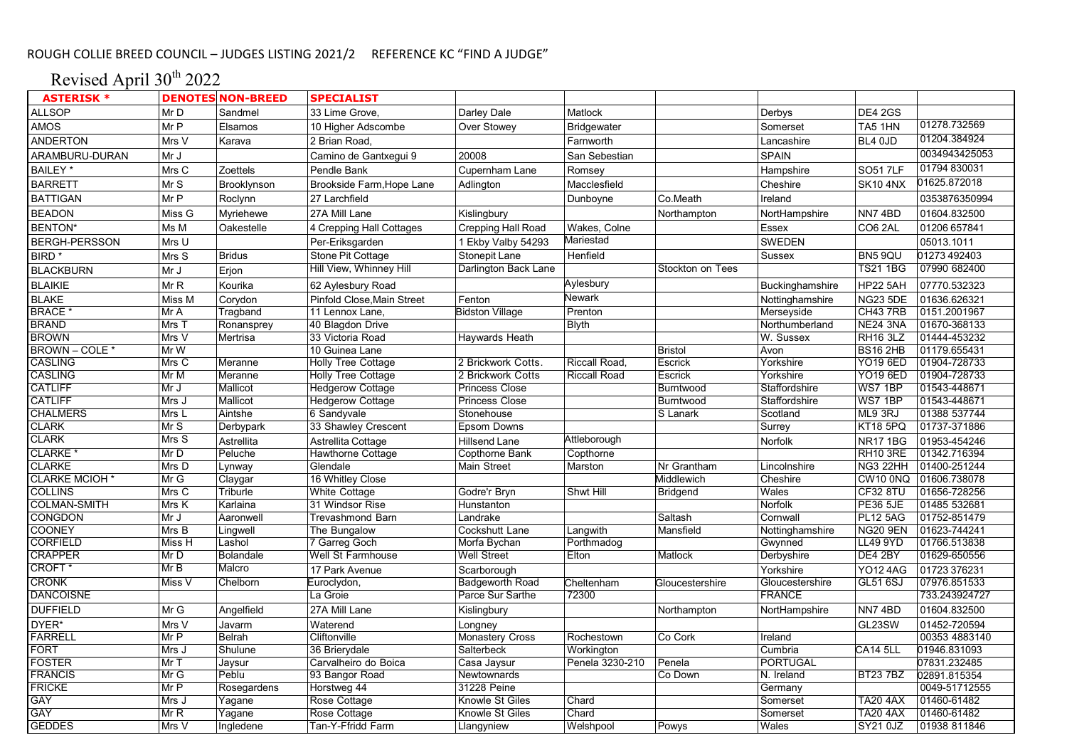ROUGH COLLIE BREED COUNCIL – JUDGES LISTING 2021/2 REFERENCE KC "FIND A JUDGE"

Revised April 30th 2022

| ASTERISK * | DENOTES | NON-BREED | SPECIALIST | | | | | | |
|---|---|---|---|---|---|---|---|---|---|
| ALLSOP | Mr D | Sandmel | 33 Lime Grove, | Darley Dale | Matlock | | Derbys | DE4 2GS | |
| AMOS | Mr P | Elsamos | 10 Higher Adscombe | Over Stowey | Bridgewater | | Somerset | TA5 1HN | 01278.732569 |
| ANDERTON | Mrs V | Karava | 2 Brian Road, | | Farnworth | | Lancashire | BL4 0JD | 01204.384924 |
| ARAMBURU-DURAN | Mr J | | Camino de Gantxegui 9 | 20008 | San Sebastian | | SPAIN | | 0034943425053 |
| BAILEY * | Mrs C | Zoettels | Pendle Bank | Cupernham Lane | Romsey | | Hampshire | SO51 7LF | 01794 830031 |
| BARRETT | Mr S | Brooklynson | Brookside Farm,Hope Lane | Adlington | Macclesfield | | Cheshire | SK10 4NX | 01625.872018 |
| BATTIGAN | Mr P | Roclynn | 27 Larchfield | | Dunboyne | Co.Meath | Ireland | | 0353876350994 |
| BEADON | Miss G | Myriehewe | 27A Mill Lane | Kislingbury | | Northampton | NorthHampshire | NN7 4BD | 01604.832500 |
| BENTON* | Ms M | Oakestelle | 4 Crepping Hall Cottages | Crepping Hall Road | Wakes, Colne | | Essex | CO6 2AL | 01206 657841 |
| BERGH-PERSSON | Mrs U | | Per-Eriksgarden | 1 Ekby Valby 54293 | Mariestad | | SWEDEN | | 05013.1011 |
| BIRD * | Mrs S | Bridus | Stone Pit Cottage | Stonepit Lane | Henfield | | Sussex | BN5 9QU | 01273 492403 |
| BLACKBURN | Mr J | Erjon | Hill View, Whinney Hill | Darlington Back Lane | | Stockton on Tees | | TS21 1BG | 07990 682400 |
| BLAIKIE | Mr R | Kourika | 62 Aylesbury Road | | Aylesbury | | Buckinghamshire | HP22 5AH | 07770.532323 |
| BLAKE | Miss M | Corydon | Pinfold Close,Main Street | Fenton | Newark | | Nottinghamshire | NG23 5DE | 01636.626321 |
| BRACE * | Mr A | Tragband | 11 Lennox Lane, | Bidston Village | Prenton | | Merseyside | CH43 7RB | 0151.2001967 |
| BRAND | Mrs T | Ronansprey | 40 Blagdon Drive | | Blyth | | Northumberland | NE24 3NA | 01670-368133 |
| BROWN | Mrs V | Mertrisa | 33 Victoria Road | Haywards Heath | | | W. Sussex | RH16 3LZ | 01444-453232 |
| BROWN – COLE * | Mr W | | 10 Guinea Lane | | | Bristol | Avon | BS16 2HB | 01179.655431 |
| CASLING | Mrs C | Meranne | Holly Tree Cottage | 2 Brickwork Cotts. | Riccall Road, | Escrick | Yorkshire | YO19 6ED | 01904-728733 |
| CASLING | Mr M | Meranne | Holly Tree Cottage | 2 Brickwork Cotts | Riccall Road | Escrick | Yorkshire | YO19 6ED | 01904-728733 |
| CATLIFF | Mr J | Mallicot | Hedgerow Cottage | Princess Close | | Burntwood | Staffordshire | WS7 1BP | 01543-448671 |
| CATLIFF | Mrs J | Mallicot | Hedgerow Cottage | Princess Close | | Burntwood | Staffordshire | WS7 1BP | 01543-448671 |
| CHALMERS | Mrs L | Aintshe | 6 Sandyvale | Stonehouse | | S Lanark | Scotland | ML9 3RJ | 01388 537744 |
| CLARK | Mr S | Derbypark | 33 Shawley Crescent | Epsom Downs | | | Surrey | KT18 5PQ | 01737-371886 |
| CLARK | Mrs S | Astrellita | Astrellita Cottage | Hillsend Lane | Attleborough | | Norfolk | NR17 1BG | 01953-454246 |
| CLARKE * | Mr D | Peluche | Hawthorne Cottage | Copthorne Bank | Copthorne | | | RH10 3RE | 01342.716394 |
| CLARKE | Mrs D | Lynway | Glendale | Main Street | Marston | Nr Grantham | Lincolnshire | NG3 22HH | 01400-251244 |
| CLARKE MCIOH * | Mr G | Claygar | 16 Whitley Close | | | Middlewich | Cheshire | CW10 0NQ | 01606.738078 |
| COLLINS | Mrs C | Triburle | White Cottage | Godre'r Bryn | Shwt Hill | Bridgend | Wales | CF32 8TU | 01656-728256 |
| COLMAN-SMITH | Mrs K | Karlaina | 31 Windsor Rise | Hunstanton | | | Norfolk | PE36 5JE | 01485 532681 |
| CONGDON | Mr J | Aaronwell | Trevashmond Barn | Landrake | | Saltash | Cornwall | PL12 5AG | 01752-851479 |
| COONEY | Mrs B | Lingwell | The Bungalow | Cockshutt Lane | Langwith | Mansfield | Nottinghamshire | NG20 9EN | 01623-744241 |
| CORFIELD | Miss H | Lashol | 7 Garreg Goch | Morfa Bychan | Porthmadog | | Gwynned | LL49 9YD | 01766.513838 |
| CRAPPER | Mr D | Bolandale | Well St Farmhouse | Well Street | Elton | Matlock | Derbyshire | DE4 2BY | 01629-650556 |
| CROFT * | Mr B | Malcro | 17 Park Avenue | Scarborough | | | Yorkshire | YO12 4AG | 01723 376231 |
| CRONK | Miss V | Chelborn | Euroclydon, | Badgeworth Road | Cheltenham | Gloucestershire | Gloucestershire | GL51 6SJ | 07976.851533 |
| DANCOISNE | | | La Groie | Parce Sur Sarthe | 72300 | | FRANCE | | 733.243924727 |
| DUFFIELD | Mr G | Angelfield | 27A Mill Lane | Kislingbury | | Northampton | NorthHampshire | NN7 4BD | 01604.832500 |
| DYER* | Mrs V | Javarm | Waterend | Longney | | | | GL23SW | 01452-720594 |
| FARRELL | Mr P | Belrah | Cliftonville | Monastery Cross | Rochestown | Co Cork | Ireland | | 00353 4883140 |
| FORT | Mrs J | Shulune | 36 Brierydale | Salterbeck | Workington | | Cumbria | CA14 5LL | 01946.831093 |
| FOSTER | Mr T | Jaysur | Carvalheiro do Boica | Casa Jaysur | Penela 3230-210 | Penela | PORTUGAL | | 07831.232485 |
| FRANCIS | Mr G | Peblu | 93 Bangor Road | Newtownards | | Co Down | N. Ireland | BT23 7BZ | 02891.815354 |
| FRICKE | Mr P | Rosegardens | Horstweg 44 | 31228 Peine | | | Germany | | 0049-51712555 |
| GAY | Mrs J | Yagane | Rose Cottage | Knowle St Giles | Chard | | Somerset | TA20 4AX | 01460-61482 |
| GAY | Mr R | Yagane | Rose Cottage | Knowle St Giles | Chard | | Somerset | TA20 4AX | 01460-61482 |
| GEDDES | Mrs V | Ingledene | Tan-Y-Ffridd Farm | Llangyniew | Welshpool | Powys | Wales | SY21 0JZ | 01938 811846 |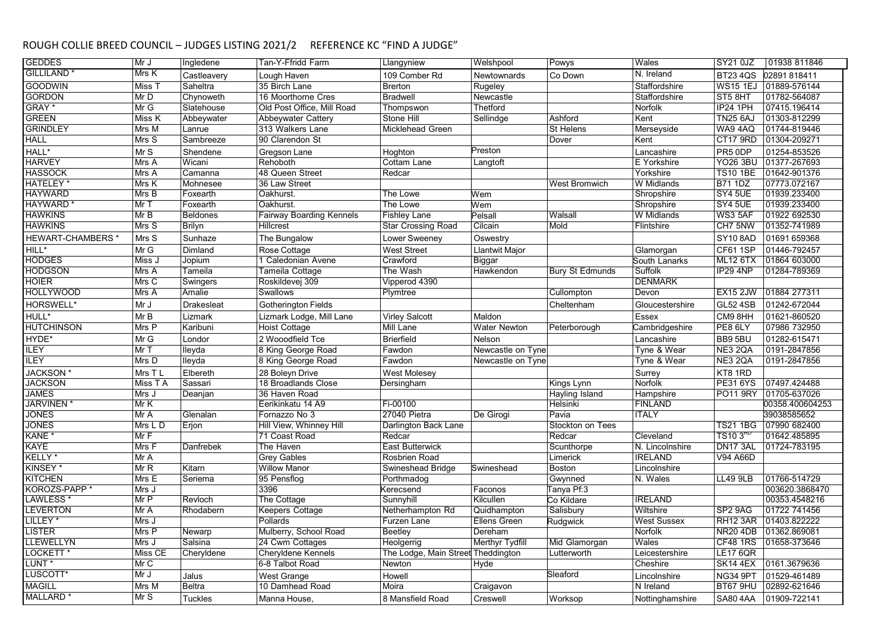ROUGH COLLIE BREED COUNCIL – JUDGES LISTING 2021/2 REFERENCE KC "FIND A JUDGE"

| | | | | | | | | | | |
|---|---|---|---|---|---|---|---|---|---|---|
| GEDDES | Mr J | Ingledene | Tan-Y-Ffridd Farm | Llangyniew | Welshpool | Powys | Wales | SY21 0JZ | 01938 811846 |
| GILLILAND * | Mrs K | Castleavery | Lough Haven | 109 Comber Rd | Newtownards | Co Down | N. Ireland | BT23 4QS | 02891 818411 |
| GOODWIN | Miss T | Saheltra | 35 Birch Lane | Brereton | Rugeley | | Staffordshire | WS15 1EJ | 01889-576144 |
| GORDON | Mr D | Chynoweth | 16 Moorthorne Cres | Bradwell | Newcastle | | Staffordshire | ST5 8HT | 01782-564087 |
| GRAY * | Mr G | Slatehouse | Old Post Office, Mill Road | Thompswon | Thetford | | Norfolk | IP24 1PH | 07415.196414 |
| GREEN | Miss K | Abbeywater | Abbeywater Cattery | Stone Hill | Sellindge | Ashford | Kent | TN25 6AJ | 01303-812299 |
| GRINDLEY | Mrs M | Lanrue | 313 Walkers Lane | Micklehead Green | | St Helens | Merseyside | WA9 4AQ | 01744-819446 |
| HALL | Mrs S | Sambreeze | 90 Clarendon St | | | Dover | Kent | CT17 9RD | 01304-209271 |
| HALL* | Mr S | Shendene | Gregson Lane | Hoghton | Preston | | Lancashire | PR5 0DP | 01254-853526 |
| HARVEY | Mrs A | Wicani | Rehoboth | Cottam Lane | Langtoft | | E Yorkshire | YO26 3BU | 01377-267693 |
| HASSOCK | Mrs A | Camanna | 48 Queen Street | Redcar | | | Yorkshire | TS10 1BE | 01642-901376 |
| HATELEY * | Mrs K | Mohnesee | 36 Law Street | | | West Bromwich | W Midlands | B71 1DZ | 07773.072167 |
| HAYWARD | Mrs B | Foxearth | Oakhurst. | The Lowe | Wem | | Shropshire | SY4 5UE | 01939.233400 |
| HAYWARD * | Mr T | Foxearth | Oakhurst. | The Lowe | Wem | | Shropshire | SY4 5UE | 01939.233400 |
| HAWKINS | Mr B | Beldones | Fairway Boarding Kennels | Fishley Lane | Pelsall | Walsall | W Midlands | WS3 5AF | 01922 692530 |
| HAWKINS | Mrs S | Brilyn | Hillcrest | Star Crossing Road | Cilcain | Mold | Flintshire | CH7 5NW | 01352-741989 |
| HEWART-CHAMBERS * | Mrs S | Sunhaze | The Bungalow | Lower Sweeney | Oswestry | | | SY10 8AD | 01691 659368 |
| HILL* | Mr G | Dimland | Rose Cottage | West Street | Llantwit Major | | Glamorgan | CF61 1SP | 01446-792457 |
| HODGES | Miss J | Jopium | 1 Caledonian Avene | Crawford | Biggar | | South Lanarks | ML12 6TX | 01864 603000 |
| HODGSON | Mrs A | Tameila | Tameila Cottage | The Wash | Hawkendon | Bury St Edmunds | Suffolk | IP29 4NP | 01284-789369 |
| HOIER | Mrs C | Swingers | Roskildevej 309 | Vipperod 4390 | | | DENMARK | | |
| HOLLYWOOD | Mrs A | Amalie | Swallows | Plymtree | | Cullompton | Devon | EX15 2JW | 01884 277311 |
| HORSWELL* | Mr J | Drakesleat | Gotherington Fields | | | Cheltenham | Gloucestershire | GL52 4SB | 01242-672044 |
| HULL* | Mr B | Lizmark | Lizmark Lodge, Mill Lane | Virley Salcott | Maldon | | Essex | CM9 8HH | 01621-860520 |
| HUTCHINSON | Mrs P | Karibuni | Hoist Cottage | Mill Lane | Water Newton | Peterborough | Cambridgeshire | PE8 6LY | 07986 732950 |
| HYDE* | Mr G | Londor | 2 Wooodfield Tce | Brierfield | Nelson | | Lancashire | BB9 5BU | 01282-615471 |
| ILEY | Mr T | Ileyda | 8 King George Road | Fawdon | Newcastle on Tyne | | Tyne & Wear | NE3 2QA | 0191-2847856 |
| ILEY | Mrs D | Ileyda | 8 King George Road | Fawdon | Newcastle on Tyne | | Tyne & Wear | NE3 2QA | 0191-2847856 |
| JACKSON * | Mrs T L | Elbereth | 28 Boleyn Drive | West Molesey | | | Surrey | KT8 1RD | |
| JACKSON | Miss T A | Sassari | 18 Broadlands Close | Dersingham | | Kings Lynn | Norfolk | PE31 6YS | 07497.424488 |
| JAMES | Mrs J | Deanjan | 36 Haven Road | | | Hayling Island | Hampshire | PO11 9RY | 01705-637026 |
| JARVINEN * | Mr K | | Eerikinkatu 14 A9 | Fi-00100 | | Helsinki | FINLAND | | 00358.400604253 |
| JONES | Mr A | Glenalan | Fornazzo No 3 | 27040 Pietra | De Girogi | Pavia | ITALY | | 39038585652 |
| JONES | Mrs L D | Erjon | Hill View, Whinney Hill | Darlington Back Lane | | Stockton on Tees | | TS21 1BG | 07990 682400 |
| KANE * | Mr F | | 71 Coast Road | Redcar | | Redcar | Cleveland | TS10 3RD | 01642.485895 |
| KAYE | Mrs F | Danfrebek | The Haven | East Butterwick | | Scunthorpe | N. Lincolnshire | DN17 3AL | 01724-783195 |
| KELLY * | Mr A | | Grey Gables | Rosbrien Road | | Limerick | IRELAND | V94 A66D | |
| KINSEY * | Mr R | Kitarn | Willow Manor | Swineshead Bridge | Swineshead | Boston | Lincolnshire | | |
| KITCHEN | Mrs E | Seriema | 95 Pensflog | Porthmadog | | Gwynned | N. Wales | LL49 9LB | 01766-514729 |
| KOROZS-PAPP * | Mrs J | | 3396 | Kerecsend | Faconos | Tanya Pf:3 | | | 003620.3868470 |
| LAWLESS * | Mr P | Revloch | The Cottage | Sunnyhill | Kilcullen | Co Kildare | IRELAND | | 00353.4548216 |
| LEVERTON | Mr A | Rhodabern | Keepers Cottage | Netherhampton Rd | Quidhampton | Salisbury | Wiltshire | SP2 9AG | 01722 741456 |
| LILLEY * | Mrs J | | Pollards | Furzen Lane | Ellens Green | Rudgwick | West Sussex | RH12 3AR | 01403.822222 |
| LISTER | Mrs P | Newarp | Mulberry, School Road | Beetley | Dereham | | Norfolk | NR20 4DB | 01362.869081 |
| LLEWELLYN | Mrs J | Salsina | 24 Cwm Cottages | Heolgerrig | Merthyr Tydfill | Mid Glamorgan | Wales | CF48 1RS | 01658-373646 |
| LOCKETT * | Miss CE | Cheryldene | Cheryldene Kennels | The Lodge, Main Street | Theddington | Lutterworth | Leicestershire | LE17 6QR | |
| LUNT * | Mr C | | 6-8 Talbot Road | Newton | Hyde | | Cheshire | SK14 4EX | 0161.3679636 |
| LUSCOTT* | Mr J | Jalus | West Grange | Howell | | Sleaford | Lincolnshire | NG34 9PT | 01529-461489 |
| MAGILL | Mrs M | Beltra | 10 Damhead Road | Moira | Craigavon | | N Ireland | BT67 9HU | 02892-621646 |
| MALLARD * | Mr S | Tuckles | Manna House, | 8 Mansfield Road | Creswell | Worksop | Nottinghamshire | SA80 4AA | 01909-722141 |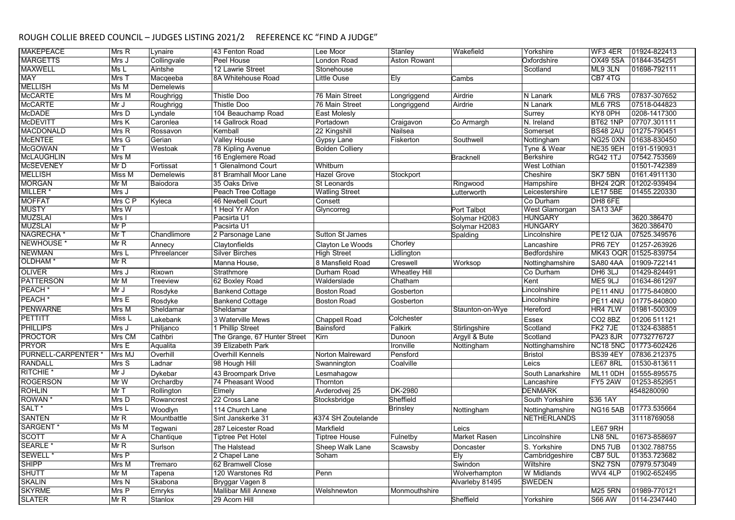ROUGH COLLIE BREED COUNCIL – JUDGES LISTING 2021/2 REFERENCE KC "FIND A JUDGE"

| | | | | | | | | | |
|---|---|---|---|---|---|---|---|---|---|
| MAKEPEACE | Mrs R | Lynaire | 43 Fenton Road | Lee Moor | Stanley | Wakefield | Yorkshire | WF3 4ER | 01924-822413 |
| MARGETTS | Mrs J | Collingvale | Peel House | London Road | Aston Rowant | | Oxfordshire | OX49 5SA | 01844-354251 |
| MAXWELL | Ms L | Aintshe | 12 Lawrie Street | Stonehouse | | | Scotland | ML9 3LN | 01698-792111 |
| MAY | Mrs T | Macqeeba | 8A Whitehouse Road | Little Ouse | Ely | Cambs | | CB7 4TG | |
| MELLISH | Ms M | Demelewis | | | | | | | |
| McCARTE | Mrs M | Roughrigg | Thistle Doo | 76 Main Street | Longriggend | Airdrie | N Lanark | ML6 7RS | 07837-307652 |
| McCARTE | Mr J | Roughrigg | Thistle Doo | 76 Main Street | Longriggend | Airdrie | N Lanark | ML6 7RS | 07518-044823 |
| McDADE | Mrs D | Lyndale | 104 Beauchamp Road | East Molesly | | | Surrey | KT8 0PH | 0208-1417300 |
| McDEVITT | Mrs K | Caronlea | 14 Gallrock Road | Portadown | Craigavon | Co Armargh | N. Ireland | BT62 1NP | 07707.301111 |
| MACDONALD | Mrs R | Rossavon | Kemball | 22 Kingshill | Nailsea | | Somerset | BS48 2AU | 01275-790451 |
| McENTEE | Mrs G | Gerian | Valley House | Gypsy Lane | Fiskerton | Southwell | Nottingham | NG25 0XN | 01638-830450 |
| McGOWAN | Mr T | Westoak | 78 Kipling Avenue | Bolden Colliery | | | Tyne & Wear | NE35 9EH | 0191-5190931 |
| McLAUGHLIN | Mrs M | | 16 Englemere Road | | | Bracknell | Berkshire | RG42 1TJ | 07542.753569 |
| McSEVENEY | Mr D | Fortissat | 1 Glenalmond Court | Whitburn | | | West Lothian | | 01501-742389 |
| MELLISH | Miss M | Demelewis | 81 Bramhall Moor Lane | Hazel Grove | Stockport | | Cheshire | SK7 5BN | 0161.4911130 |
| MORGAN | Mr M | Baiodora | 35 Oaks Drive | St Leonards | | Ringwood | Hampshire | BH24 2QR | 01202-939494 |
| MILLER * | Mrs J | | Peach Tree Cottage | Watling Street | | Lutterworth | Leicestershire | LE17 5BE | 01455.220330 |
| MOFFAT | Mrs C P | Kyleca | 46 Newbell Court | Consett | | | Co Durham | DH8 6FE | |
| MUSTY | Mrs W | | 1 Heol Yr Afon | Glyncorreg | | Port Talbot | West Glamorgan | SA13 3AF | |
| MUZSLAI | Mrs I | | Pacsirta U1 | | | Solymar H2083 | HUNGARY | | 3620.386470 |
| MUZSLAI | Mr P | | Pacsirta U1 | | | Solymar H2083 | HUNGARY | | 3620.386470 |
| NAGRECHA * | Mr T | Chandlimore | 2 Parsonage Lane | Sutton St James | | Spalding | Lincolnshire | PE12 0JA | 07525.349576 |
| NEWHOUSE * | Mr R | Annecy | Claytonfields | Clayton Le Woods | Chorley | | Lancashire | PR6 7EY | 01257-263926 |
| NEWMAN | Mrs L | Phreelancer | Silver Birches | High Street | Lidlington | | Bedfordshire | MK43 0QR | 01525-839754 |
| OLDHAM * | Mr R | | Manna House, | 8 Mansfield Road | Creswell | Worksop | Nottinghamshire | S80 4AA | 01909-722141 |
| OLIVER | Mrs J | Rixown | Strathmore | Durham Road | Wheatley Hill | | Co Durham | DH6 3LJ | 01429-824491 |
| PATTERSON | Mr M | Treeview | 62 Boxley Road | Walderslade | Chatham | | Kent | ME5 9LJ | 01634-861297 |
| PEACH * | Mr J | Rosdyke | Bankend Cottage | Boston Road | Gosberton | | Lincolnshire | PE11 4NU | 01775-840800 |
| PEACH * | Mrs E | Rosdyke | Bankend Cottage | Boston Road | Gosberton | | Lincolnshire | PE11 4NU | 01775-840800 |
| PENWARNE | Mrs M | Sheldamar | Sheldamar | | | Staunton-on-Wye | Hereford | HR4 7LW | 01981-500309 |
| PETTITT | Miss L | Lakebank | 3 Waterville Mews | Chappell Road | Colchester | | Essex | CO2 8BZ | 01206 511121 |
| PHILLIPS | Mrs J | Philjanco | 1 Phillip Street | Bainsford | Falkirk | Stirlingshire | Scotland | FK2 7JE | 01324-638851 |
| PROCTOR | Mrs CM | Cathbri | The Grange, 67 Hunter Street | Kirn | Dunoon | Argyll & Bute | Scotland | PA23 8JR | 07732776727 |
| PRYOR | Mrs E | Aqualita | 39 Elizabeth Park | | Ironville | Nottingham | Nottinghamshire | NC18 5NC | 01773-602426 |
| PURNELL-CARPENTER * | Mrs MJ | Overhill | Overhill Kennels | Norton Malreward | Pensford | | Bristol | BS39 4EY | 07836.212375 |
| RANDALL | Mrs S | Ladnar | 98 Hough Hill | Swannington | Coalville | | Leics | LE67 8RL | 01530-813611 |
| RITCHIE * | Mr J | Dykebar | 43 Broompark Drive | Lesmahagow | | | South Lanarkshire | ML11 0DH | 01555-895575 |
| ROGERSON | Mr W | Orchardby | 74 Pheasant Wood | Thornton | | | Lancashire | FY5 2AW | 01253-852951 |
| ROHLIN | Mr T | Rollington | Elmely | Avderodvej 25 | DK-2980 | | DENMARK | | 4548280090 |
| ROWAN * | Mrs D | Rowancrest | 22 Cross Lane | Stocksbridge | Sheffield | | South Yorkshire | S36 1AY | |
| SALT * | Mrs L | Woodlyn | 114 Church Lane | | Brinsley | Nottingham | Nottinghamshire | NG16 5AB | 01773.535664 |
| SANTEN | Mr R | Mountbattle | Sint Janskerke 31 | 4374 SH Zoutelande | | | NETHERLANDS | | 31118769058 |
| SARGENT * | Ms M | Tegwani | 287 Leicester Road | Markfield | | Leics | | LE67 9RH | |
| SCOTT | Mr A | Chantique | Tiptree Pet Hotel | Tiptree House | Fulnetby | Market Rasen | Lincolnshire | LN8 5NL | 01673-858697 |
| SEARLE * | Mr R | Surlson | The Halstead | Sheep Walk Lane | Scawsby | Doncaster | S. Yorkshire | DN5 7UB | 01302.788755 |
| SEWELL * | Mrs P | | 2 Chapel Lane | Soham | | Ely | Cambridgeshire | CB7 5UL | 01353.723682 |
| SHIPP | Mrs M | Tremaro | 62 Bramwell Close | | | Swindon | Wiltshire | SN2 7SN | 07979.573049 |
| SHUTT | Mr M | Tapena | 120 Warstones Rd | Penn | | Wolverhampton | W Midlands | WV4 4LP | 01902-652495 |
| SKALIN | Mrs N | Skabona | Bryggar Vagen 8 | | | Alvarleby 81495 | SWEDEN | | |
| SKYRME | Mrs P | Emryks | Mallibar Mill Annexe | Welshnewton | Monmouthshire | | | M25 5RN | 01989-770121 |
| SLATER | Mr R | Stanlox | 29 Acorn Hill | | | Sheffield | Yorkshire | S66 AW | 0114-2347440 |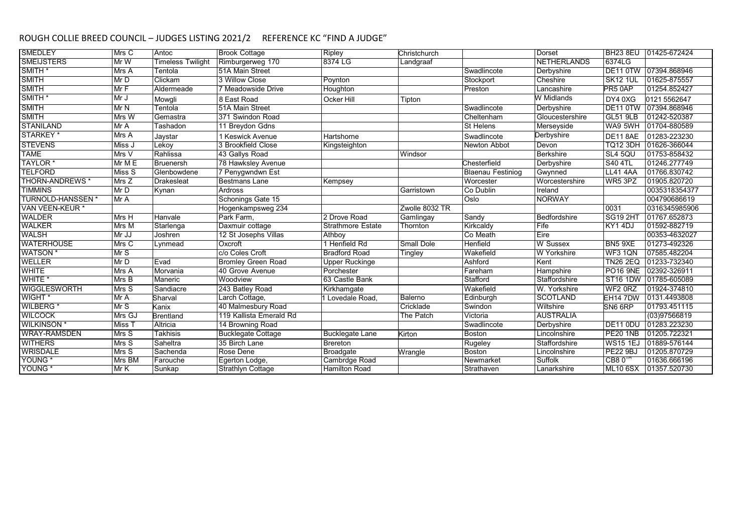# ROUGH COLLIE BREED COUNCIL – JUDGES LISTING 2021/2 REFERENCE KC "FIND A JUDGE"

| | | | | | | | | | |
|---|---|---|---|---|---|---|---|---|---|
| SMEDLEY | Mrs C | Antoc | Brook Cottage | Ripley | Christchurch | | Dorset | BH23 8EU | 01425-672424 |
| SMEIJSTERS | Mr W | Timeless Twilight | Rimburgerweg 170 | 8374 LG | Landgraaf | | NETHERLANDS | 6374LG | |
| SMITH * | Mrs A | Tentola | 51A Main Street | | | Swadlincote | Derbyshire | DE11 0TW | 07394.868946 |
| SMITH | Mr D | Clickam | 3 Willow Close | Poynton | | Stockport | Cheshire | SK12 1UL | 01625-875557 |
| SMITH | Mr F | Aldermeade | 7 Meadowside Drive | Houghton | | Preston | Lancashire | PR5 0AP | 01254.852427 |
| SMITH * | Mr J | Mowgli | 8 East Road | Ocker Hill | Tipton | | W Midlands | DY4 0XG | 0121 5562647 |
| SMITH | Mr N | Tentola | 51A Main Street | | | Swadlincote | Derbyshire | DE11 0TW | 07394.868946 |
| SMITH | Mrs W | Gemastra | 371 Swindon Road | | | Cheltenham | Gloucestershire | GL51 9LB | 01242-520387 |
| STANILAND | Mr A | Tashadon | 11 Breydon Gdns | | | St Helens | Merseyside | WA9 5WH | 01704-880589 |
| STARKEY * | Mrs A | Jaystar | 1 Keswick Avenue | Hartshorne | | Swadlincote | Derbyshire | DE11 8AE | 01283-223230 |
| STEVENS | Miss J | Lekoy | 3 Brookfield Close | Kingsteighton | | Newton Abbot | Devon | TQ12 3DH | 01626-366044 |
| TAME | Mrs V | Rahlissa | 43 Gallys Road | | Windsor | | Berkshire | SL4 5QU | 01753-858432 |
| TAYLOR * | Mr M E | Bruenersh | 78 Hawksley Avenue | | | Chesterfield | Derbyshire | S40 4TL | 01246.277749 |
| TELFORD | Miss S | Glenbowdene | 7 Penygwndwn Est | | | Blaenau Festiniog | Gwynned | LL41 4AA | 01766.830742 |
| THORN-ANDREWS * | Mrs Z | Drakesleat | Bestmans Lane | Kempsey | | Worcester | Worcestershire | WR5 3PZ | 01905.820720 |
| TIMMINS | Mr D | Kynan | Ardross | | Garristown | Co Dublin | Ireland | | 0035318354377 |
| TURNOLD-HANSSEN * | Mr A | | Schonings Gate 15 | | | Oslo | NORWAY | | 004790686619 |
| VAN VEEN-KEUR * | | | Hogenkampsweg 234 | | Zwolle 8032 TR | | | 0031 | 0316345985906 |
| WALDER | Mrs H | Hanvale | Park Farm, | 2 Drove Road | Gamlingay | Sandy | Bedfordshire | SG19 2HT | 01767.652873 |
| WALKER | Mrs M | Starlenga | Daxmuir cottage | Strathmore Estate | Thornton | Kirkcaldy | Fife | KY1 4DJ | 01592-882719 |
| WALSH | Mr JJ | Joshren | 12 St Josephs Villas | Athboy | | Co Meath | Eire | | 00353-4632027 |
| WATERHOUSE | Mrs C | Lynmead | Oxcroft | 1 Henfield Rd | Small Dole | Henfield | W Sussex | BN5 9XE | 01273-492326 |
| WATSON * | Mr S | | c/o Coles Croft | Bradford Road | Tingley | Wakefield | W Yorkshire | WF3 1QN | 07585.482204 |
| WELLER | Mr D | Evad | Bromley Green Road | Upper Ruckinge | | Ashford | Kent | TN26 2EQ | 01233-732340 |
| WHITE | Mrs A | Morvania | 40 Grove Avenue | Porchester | | Fareham | Hampshire | PO16 9NE | 02392-326911 |
| WHITE * | Mrs B | Maneric | Woodview | 63 Castle Bank | | Stafford | Staffordshire | ST16 1DW | 01785-605089 |
| WIGGLESWORTH | Mrs S | Sandiacre | 243 Batley Road | Kirkhamgate | | Wakefield | W. Yorkshire | WF2 0RZ | 01924-374810 |
| WIGHT * | Mr A | Sharval | Larch Cottage, | 1 Lovedale Road, | Balerno | Edinburgh | SCOTLAND | EH14 7DW | 0131.4493808 |
| WILBERG * | Mr S | Kanix | 40 Malmesbury Road | | Cricklade | Swindon | Wiltshire | SN6 6RP | 01793.451115 |
| WILCOCK | Mrs GJ | Brentland | 119 Kallista Emerald Rd | | The Patch | Victoria | AUSTRALIA | | (03)97566819 |
| WILKINSON * | Miss T | Altricia | 14 Browning Road | | | Swadlincote | Derbyshire | DE11 0DU | 01283.223230 |
| WRAY-RAMSDEN | Mrs S | Takhisis | Bucklegate Cottage | Bucklegate Lane | Kirton | Boston | Lincolnshire | PE20 1NB | 01205.722321 |
| WITHERS | Mrs S | Saheltra | 35 Birch Lane | Brereton | | Rugeley | Staffordshire | WS15 1EJ | 01889-576144 |
| WRISDALE | Mrs S | Sachenda | Rose Dene | Broadgate | Wrangle | Boston | Lincolnshire | PE22 9BJ | 01205.870729 |
| YOUNG * | Mrs BM | Farouche | Egerton Lodge, | Cambrdge Road | | Newmarket | Suffolk | CB8 0TH | 01636.666196 |
| YOUNG * | Mr K | Sunkap | Strathlyn Cottage | Hamilton Road | | Strathaven | Lanarkshire | ML10 6SX | 01357.520730 |